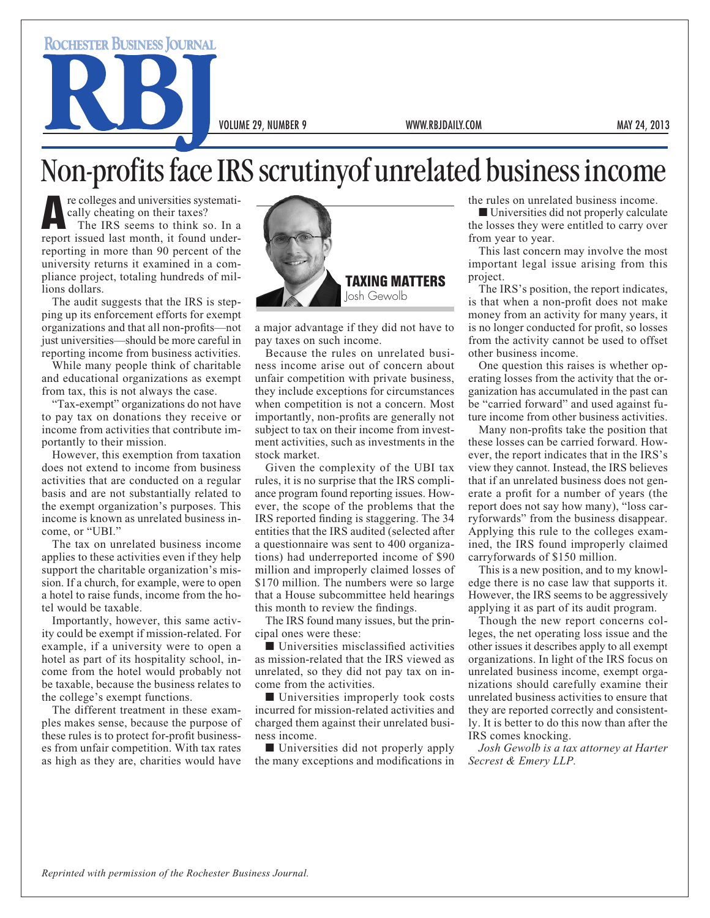# Non-profits face IRS scrutinyof unrelated business income

**TAXING MATTERS**
Josh Gewolb

Are colleges and universities systematically cheating on their taxes?

The IRS seems to think so. In a report issued last month, it found underreporting in more than 90 percent of the university returns it examined in a compliance project, totaling hundreds of millions dollars.

The audit suggests that the IRS is stepping up its enforcement efforts for exempt organizations and that all non-profits—not just universities—should be more careful in reporting income from business activities.

While many people think of charitable and educational organizations as exempt from tax, this is not always the case.

"Tax-exempt" organizations do not have to pay tax on donations they receive or income from activities that contribute importantly to their mission.

However, this exemption from taxation does not extend to income from business activities that are conducted on a regular basis and are not substantially related to the exempt organization's purposes. This income is known as unrelated business income, or "UBI."

The tax on unrelated business income applies to these activities even if they help support the charitable organization's mission. If a church, for example, were to open a hotel to raise funds, income from the hotel would be taxable.

Importantly, however, this same activity could be exempt if mission-related. For example, if a university were to open a hotel as part of its hospitality school, income from the hotel would probably not be taxable, because the business relates to the college's exempt functions.

The different treatment in these examples makes sense, because the purpose of these rules is to protect for-profit businesses from unfair competition. With tax rates as high as they are, charities would have a major advantage if they did not have to pay taxes on such income.

Because the rules on unrelated business income arise out of concern about unfair competition with private business, they include exceptions for circumstances when competition is not a concern. Most importantly, non-profits are generally not subject to tax on their income from investment activities, such as investments in the stock market.

Given the complexity of the UBI tax rules, it is no surprise that the IRS compliance program found reporting issues. However, the scope of the problems that the IRS reported finding is staggering. The 34 entities that the IRS audited (selected after a questionnaire was sent to 400 organizations) had underreported income of $90 million and improperly claimed losses of $170 million. The numbers were so large that a House subcommittee held hearings this month to review the findings.

The IRS found many issues, but the principal ones were these:

- Universities misclassified activities as mission-related that the IRS viewed as unrelated, so they did not pay tax on income from the activities.
- Universities improperly took costs incurred for mission-related activities and charged them against their unrelated business income.
- Universities did not properly apply the many exceptions and modifications in the rules on unrelated business income.
- Universities did not properly calculate the losses they were entitled to carry over from year to year.

This last concern may involve the most important legal issue arising from this project.

The IRS's position, the report indicates, is that when a non-profit does not make money from an activity for many years, it is no longer conducted for profit, so losses from the activity cannot be used to offset other business income.

One question this raises is whether operating losses from the activity that the organization has accumulated in the past can be "carried forward" and used against future income from other business activities.

Many non-profits take the position that these losses can be carried forward. However, the report indicates that in the IRS's view they cannot. Instead, the IRS believes that if an unrelated business does not generate a profit for a number of years (the report does not say how many), "loss carryforwards" from the business disappear. Applying this rule to the colleges examined, the IRS found improperly claimed carryforwards of $150 million.

This is a new position, and to my knowledge there is no case law that supports it. However, the IRS seems to be aggressively applying it as part of its audit program.

Though the new report concerns colleges, the net operating loss issue and the other issues it describes apply to all exempt organizations. In light of the IRS focus on unrelated business income, exempt organizations should carefully examine their unrelated business activities to ensure that they are reported correctly and consistently. It is better to do this now than after the IRS comes knocking.

*Josh Gewolb is a tax attorney at Harter Secrest & Emery LLP.*

*Reprinted with permission of the Rochester Business Journal.*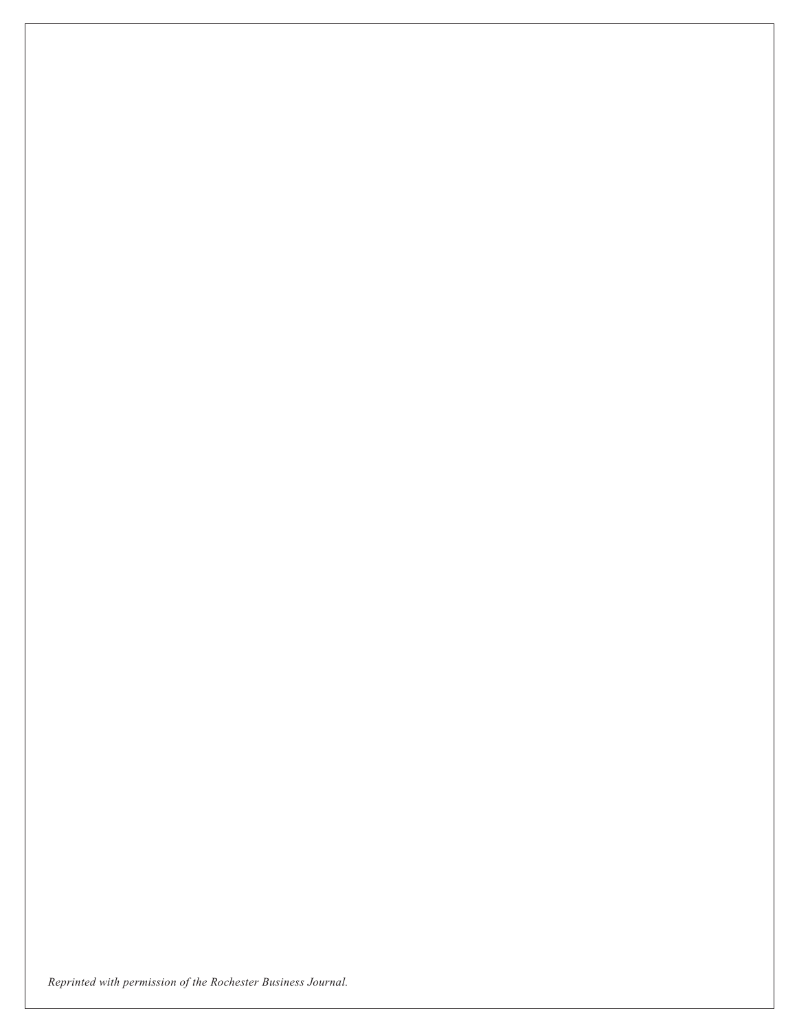*Reprinted with permission of the Rochester Business Journal.*